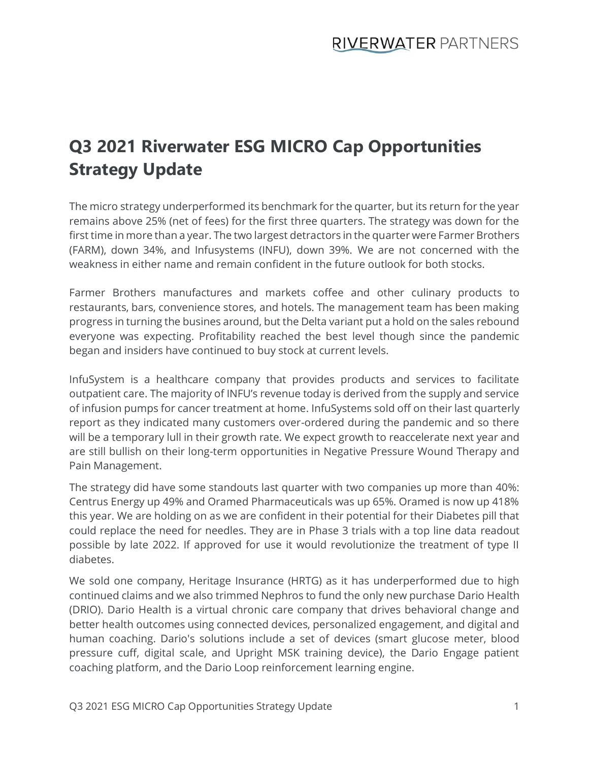# Q3 2021 Riverwater ESG MICRO Cap Opportunities Strategy Update

The micro strategy underperformed its benchmark for the quarter, but its return for the year remains above 25% (net of fees) for the first three quarters. The strategy was down for the first time in more than a year. The two largest detractors in the quarter were Farmer Brothers (FARM), down 34%, and Infusystems (INFU), down 39%. We are not concerned with the weakness in either name and remain confident in the future outlook for both stocks.

Farmer Brothers manufactures and markets coffee and other culinary products to restaurants, bars, convenience stores, and hotels. The management team has been making progress in turning the busines around, but the Delta variant put a hold on the sales rebound everyone was expecting. Profitability reached the best level though since the pandemic began and insiders have continued to buy stock at current levels.

InfuSystem is a healthcare company that provides products and services to facilitate outpatient care. The majority of INFU's revenue today is derived from the supply and service of infusion pumps for cancer treatment at home. InfuSystems sold off on their last quarterly report as they indicated many customers over-ordered during the pandemic and so there will be a temporary lull in their growth rate. We expect growth to reaccelerate next year and are still bullish on their long-term opportunities in Negative Pressure Wound Therapy and Pain Management.

The strategy did have some standouts last quarter with two companies up more than 40%: Centrus Energy up 49% and Oramed Pharmaceuticals was up 65%. Oramed is now up 418% this year. We are holding on as we are confident in their potential for their Diabetes pill that could replace the need for needles. They are in Phase 3 trials with a top line data readout possible by late 2022. If approved for use it would revolutionize the treatment of type II diabetes.

We sold one company, Heritage Insurance (HRTG) as it has underperformed due to high continued claims and we also trimmed Nephros to fund the only new purchase Dario Health (DRIO). Dario Health is a virtual chronic care company that drives behavioral change and better health outcomes using connected devices, personalized engagement, and digital and human coaching. Dario's solutions include a set of devices (smart glucose meter, blood pressure cuff, digital scale, and Upright MSK training device), the Dario Engage patient coaching platform, and the Dario Loop reinforcement learning engine.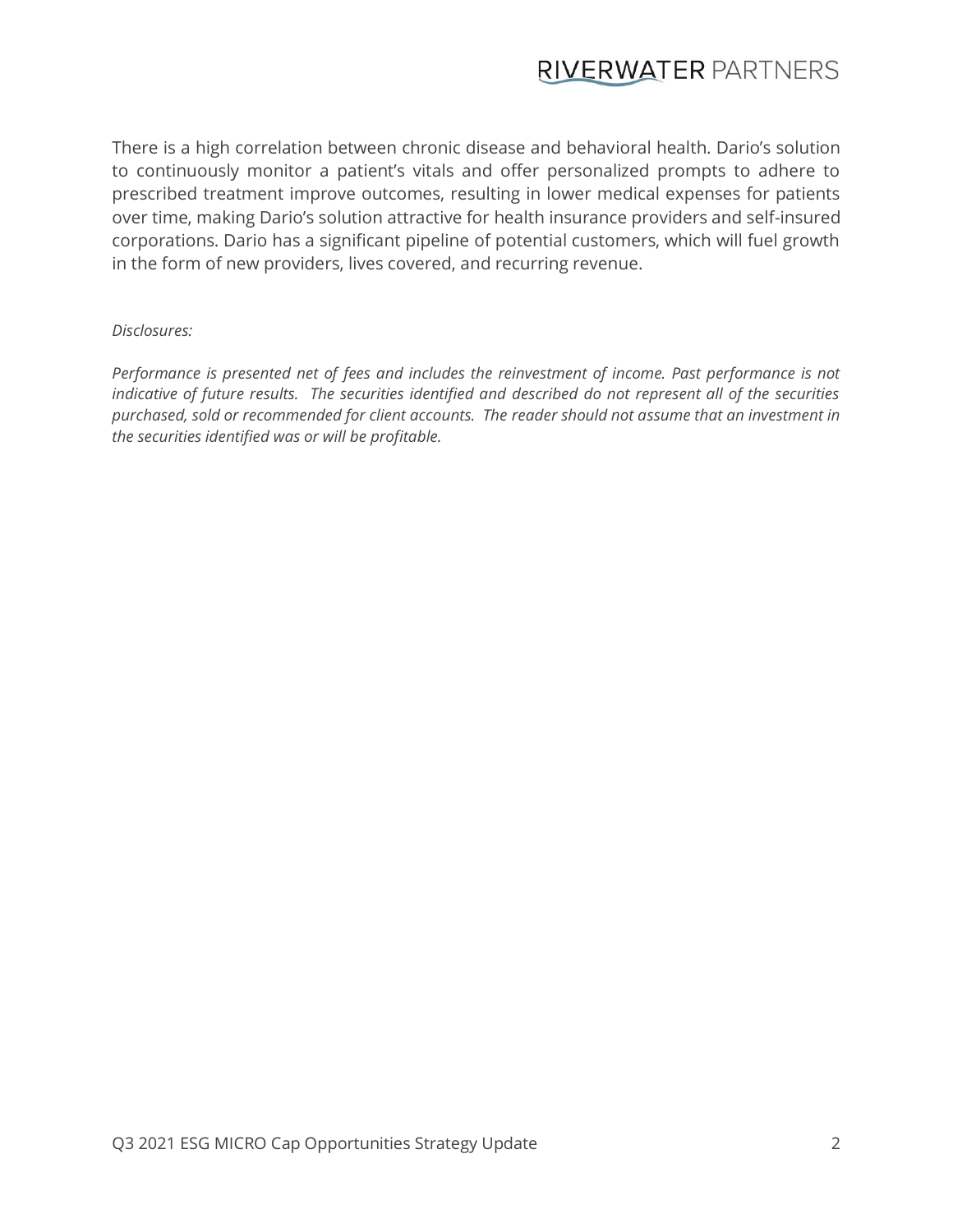There is a high correlation between chronic disease and behavioral health. Dario's solution to continuously monitor a patient's vitals and offer personalized prompts to adhere to prescribed treatment improve outcomes, resulting in lower medical expenses for patients over time, making Dario's solution attractive for health insurance providers and self-insured corporations. Dario has a significant pipeline of potential customers, which will fuel growth in the form of new providers, lives covered, and recurring revenue.

*Disclosures:*

*Performance is presented net of fees and includes the reinvestment of income. Past performance is not indicative of future results. The securities identified and described do not represent all of the securities purchased, sold or recommended for client accounts. The reader should not assume that an investment in the securities identified was or will be profitable.*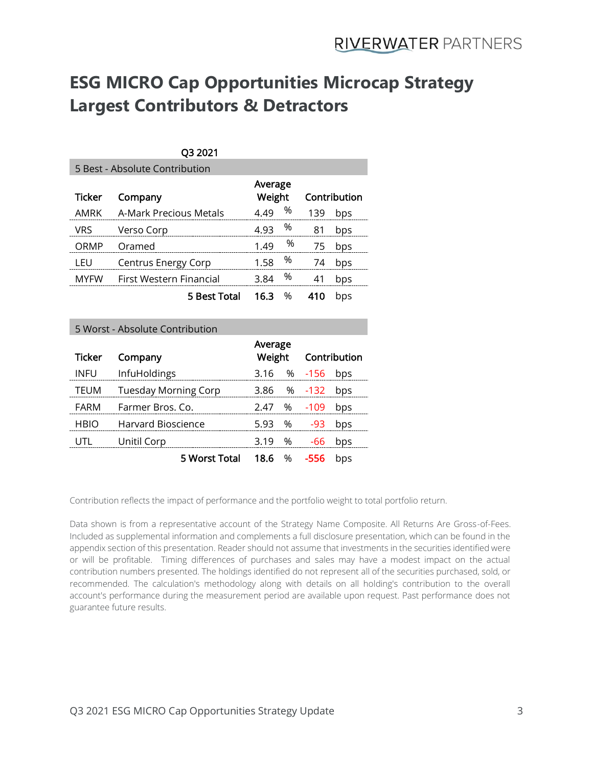# ESG MICRO Cap Opportunities Microcap Strategy Largest Contributors & Detractors

Q3 2021

| 5 Best - Absolute Contribution | | | |
|---|---|---|---|
| Ticker | Company | Average Weight | Contribution |
| AMRK | A-Mark Precious Metals | 4.49 % | 139 bps |
| VRS | Verso Corp | 4.93 % | 81 bps |
| ORMP | Oramed | 1.49 % | 75 bps |
| LEU | Centrus Energy Corp | 1.58 % | 74 bps |
| MYFW | First Western Financial | 3.84 % | 41 bps |
| | **5 Best Total** | **16.3** % | **410** bps |

| 5 Worst - Absolute Contribution | | | |
|---|---|---|---|
| Ticker | Company | Average Weight | Contribution |
| INFU | InfuHoldings | 3.16 % | -156 bps |
| TEUM | Tuesday Morning Corp | 3.86 % | -132 bps |
| FARM | Farmer Bros. Co. | 2.47 % | -109 bps |
| HBIO | Harvard Bioscience | 5.93 % | -93 bps |
| UTL | Unitil Corp | 3.19 % | -66 bps |
| | **5 Worst Total** | **18.6** % | **-556** bps |

Contribution reflects the impact of performance and the portfolio weight to total portfolio return.

Data shown is from a representative account of the Strategy Name Composite. All Returns Are Gross-of-Fees. Included as supplemental information and complements a full disclosure presentation, which can be found in the appendix section of this presentation. Reader should not assume that investments in the securities identified were or will be profitable. Timing differences of purchases and sales may have a modest impact on the actual contribution numbers presented. The holdings identified do not represent all of the securities purchased, sold, or recommended. The calculation's methodology along with details on all holding's contribution to the overall account's performance during the measurement period are available upon request. Past performance does not guarantee future results.